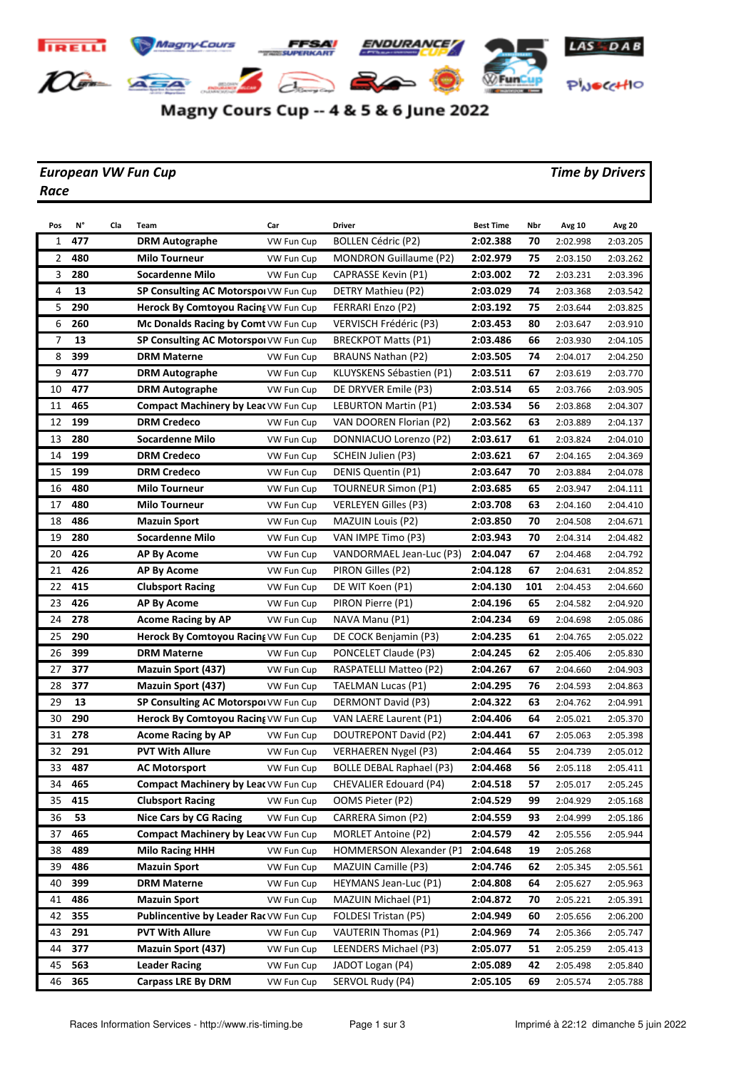# Magny Cours Cup -- 4 & 5 & 6 June 2022

***European VW Fun Cup*** — ***Time by Drivers***

***Race***

| Pos | N° | Cla | Team | Car | Driver | Best Time | Nbr | Avg 10 | Avg 20 |
|---|---|---|---|---|---|---|---|---|---|
| 1 | **477** | | **DRM Autographe** | VW Fun Cup | BOLLEN Cédric (P2) | **2:02.388** | **70** | 2:02.998 | 2:03.205 |
| 2 | **480** | | **Milo Tourneur** | VW Fun Cup | MONDRON Guillaume (P2) | **2:02.979** | **75** | 2:03.150 | 2:03.262 |
| 3 | **280** | | **Socardenne Milo** | VW Fun Cup | CAPRASSE Kevin (P1) | **2:03.002** | **72** | 2:03.231 | 2:03.396 |
| 4 | **13** | | **SP Consulting AC Motorspo** | VW Fun Cup | DETRY Mathieu (P2) | **2:03.029** | **74** | 2:03.368 | 2:03.542 |
| 5 | **290** | | **Herock By Comtoyou Racing** | VW Fun Cup | FERRARI Enzo (P2) | **2:03.192** | **75** | 2:03.644 | 2:03.825 |
| 6 | **260** | | **Mc Donalds Racing by Comt** | VW Fun Cup | VERVISCH Frédéric (P3) | **2:03.453** | **80** | 2:03.647 | 2:03.910 |
| 7 | **13** | | **SP Consulting AC Motorspo** | VW Fun Cup | BRECKPOT Matts (P1) | **2:03.486** | **66** | 2:03.930 | 2:04.105 |
| 8 | **399** | | **DRM Materne** | VW Fun Cup | BRAUNS Nathan (P2) | **2:03.505** | **74** | 2:04.017 | 2:04.250 |
| 9 | **477** | | **DRM Autographe** | VW Fun Cup | KLUYSKENS Sébastien (P1) | **2:03.511** | **67** | 2:03.619 | 2:03.770 |
| 10 | **477** | | **DRM Autographe** | VW Fun Cup | DE DRYVER Emile (P3) | **2:03.514** | **65** | 2:03.766 | 2:03.905 |
| 11 | **465** | | **Compact Machinery by Lead** | VW Fun Cup | LEBURTON Martin (P1) | **2:03.534** | **56** | 2:03.868 | 2:04.307 |
| 12 | **199** | | **DRM Credeco** | VW Fun Cup | VAN DOOREN Florian (P2) | **2:03.562** | **63** | 2:03.889 | 2:04.137 |
| 13 | **280** | | **Socardenne Milo** | VW Fun Cup | DONNIACUO Lorenzo (P2) | **2:03.617** | **61** | 2:03.824 | 2:04.010 |
| 14 | **199** | | **DRM Credeco** | VW Fun Cup | SCHEIN Julien (P3) | **2:03.621** | **67** | 2:04.165 | 2:04.369 |
| 15 | **199** | | **DRM Credeco** | VW Fun Cup | DENIS Quentin (P1) | **2:03.647** | **70** | 2:03.884 | 2:04.078 |
| 16 | **480** | | **Milo Tourneur** | VW Fun Cup | TOURNEUR Simon (P1) | **2:03.685** | **65** | 2:03.947 | 2:04.111 |
| 17 | **480** | | **Milo Tourneur** | VW Fun Cup | VERLEYEN Gilles (P3) | **2:03.708** | **63** | 2:04.160 | 2:04.410 |
| 18 | **486** | | **Mazuin Sport** | VW Fun Cup | MAZUIN Louis (P2) | **2:03.850** | **70** | 2:04.508 | 2:04.671 |
| 19 | **280** | | **Socardenne Milo** | VW Fun Cup | VAN IMPE Timo (P3) | **2:03.943** | **70** | 2:04.314 | 2:04.482 |
| 20 | **426** | | **AP By Acome** | VW Fun Cup | VANDORMAEL Jean-Luc (P3) | **2:04.047** | **67** | 2:04.468 | 2:04.792 |
| 21 | **426** | | **AP By Acome** | VW Fun Cup | PIRON Gilles (P2) | **2:04.128** | **67** | 2:04.631 | 2:04.852 |
| 22 | **415** | | **Clubsport Racing** | VW Fun Cup | DE WIT Koen (P1) | **2:04.130** | **101** | 2:04.453 | 2:04.660 |
| 23 | **426** | | **AP By Acome** | VW Fun Cup | PIRON Pierre (P1) | **2:04.196** | **65** | 2:04.582 | 2:04.920 |
| 24 | **278** | | **Acome Racing by AP** | VW Fun Cup | NAVA Manu (P1) | **2:04.234** | **69** | 2:04.698 | 2:05.086 |
| 25 | **290** | | **Herock By Comtoyou Racing** | VW Fun Cup | DE COCK Benjamin (P3) | **2:04.235** | **61** | 2:04.765 | 2:05.022 |
| 26 | **399** | | **DRM Materne** | VW Fun Cup | PONCELET Claude (P3) | **2:04.245** | **62** | 2:05.406 | 2:05.830 |
| 27 | **377** | | **Mazuin Sport (437)** | VW Fun Cup | RASPATELLI Matteo (P2) | **2:04.267** | **67** | 2:04.660 | 2:04.903 |
| 28 | **377** | | **Mazuin Sport (437)** | VW Fun Cup | TAELMAN Lucas (P1) | **2:04.295** | **76** | 2:04.593 | 2:04.863 |
| 29 | **13** | | **SP Consulting AC Motorspo** | VW Fun Cup | DERMONT David (P3) | **2:04.322** | **63** | 2:04.762 | 2:04.991 |
| 30 | **290** | | **Herock By Comtoyou Racing** | VW Fun Cup | VAN LAERE Laurent (P1) | **2:04.406** | **64** | 2:05.021 | 2:05.370 |
| 31 | **278** | | **Acome Racing by AP** | VW Fun Cup | DOUTREPONT David (P2) | **2:04.441** | **67** | 2:05.063 | 2:05.398 |
| 32 | **291** | | **PVT With Allure** | VW Fun Cup | VERHAEREN Nygel (P3) | **2:04.464** | **55** | 2:04.739 | 2:05.012 |
| 33 | **487** | | **AC Motorsport** | VW Fun Cup | BOLLE DEBAL Raphael (P3) | **2:04.468** | **56** | 2:05.118 | 2:05.411 |
| 34 | **465** | | **Compact Machinery by Lead** | VW Fun Cup | CHEVALIER Edouard (P4) | **2:04.518** | **57** | 2:05.017 | 2:05.245 |
| 35 | **415** | | **Clubsport Racing** | VW Fun Cup | OOMS Pieter (P2) | **2:04.529** | **99** | 2:04.929 | 2:05.168 |
| 36 | **53** | | **Nice Cars by CG Racing** | VW Fun Cup | CARRERA Simon (P2) | **2:04.559** | **93** | 2:04.999 | 2:05.186 |
| 37 | **465** | | **Compact Machinery by Lead** | VW Fun Cup | MORLET Antoine (P2) | **2:04.579** | **42** | 2:05.556 | 2:05.944 |
| 38 | **489** | | **Milo Racing HHH** | VW Fun Cup | HOMMERSON Alexander (P1 | **2:04.648** | **19** | 2:05.268 | |
| 39 | **486** | | **Mazuin Sport** | VW Fun Cup | MAZUIN Camille (P3) | **2:04.746** | **62** | 2:05.345 | 2:05.561 |
| 40 | **399** | | **DRM Materne** | VW Fun Cup | HEYMANS Jean-Luc (P1) | **2:04.808** | **64** | 2:05.627 | 2:05.963 |
| 41 | **486** | | **Mazuin Sport** | VW Fun Cup | MAZUIN Michael (P1) | **2:04.872** | **70** | 2:05.221 | 2:05.391 |
| 42 | **355** | | **Publincentive by Leader Rac** | VW Fun Cup | FOLDESI Tristan (P5) | **2:04.949** | **60** | 2:05.656 | 2:06.200 |
| 43 | **291** | | **PVT With Allure** | VW Fun Cup | VAUTERIN Thomas (P1) | **2:04.969** | **74** | 2:05.366 | 2:05.747 |
| 44 | **377** | | **Mazuin Sport (437)** | VW Fun Cup | LEENDERS Michael (P3) | **2:05.077** | **51** | 2:05.259 | 2:05.413 |
| 45 | **563** | | **Leader Racing** | VW Fun Cup | JADOT Logan (P4) | **2:05.089** | **42** | 2:05.498 | 2:05.840 |
| 46 | **365** | | **Carpass LRE By DRM** | VW Fun Cup | SERVOL Rudy (P4) | **2:05.105** | **69** | 2:05.574 | 2:05.788 |

Races Information Services - http://www.ris-timing.be

Imprimé à 22:12 dimanche 5 juin 2022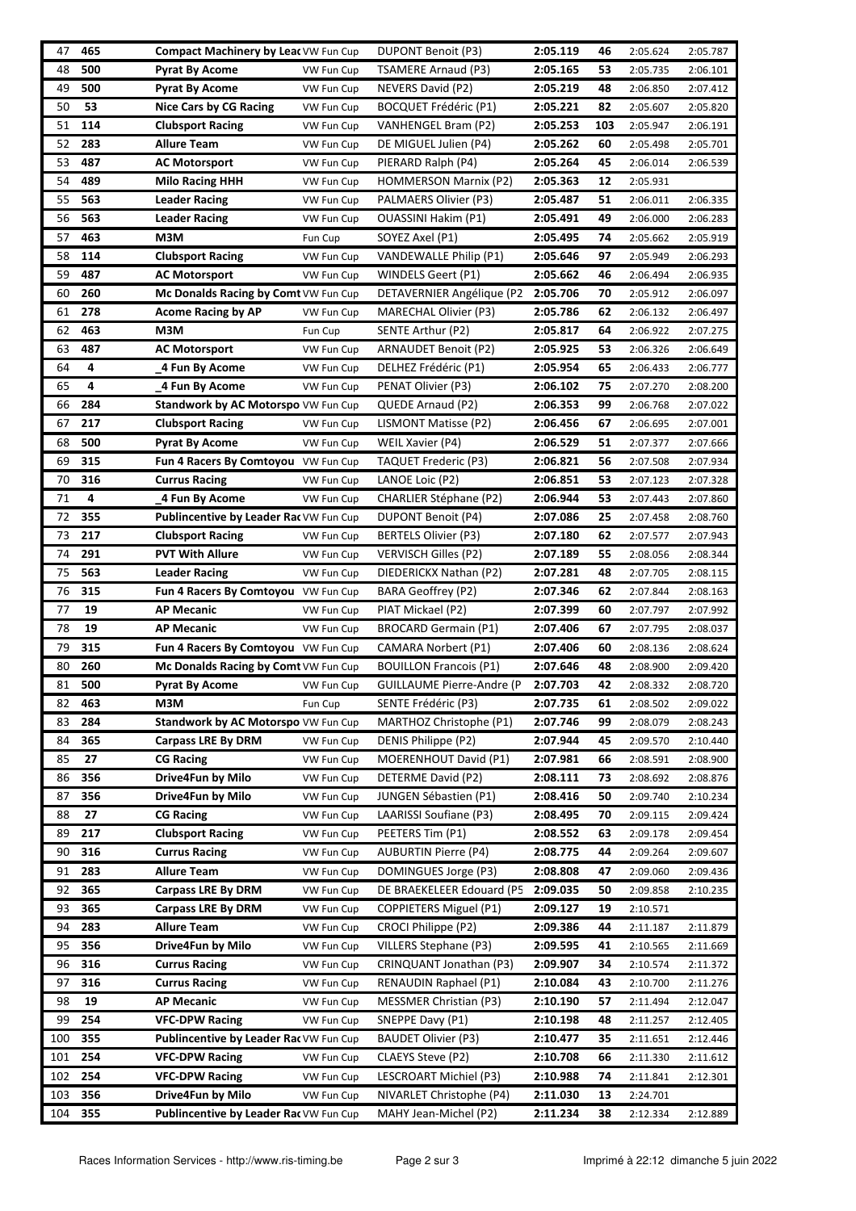| 47 | 465 | **Compact Machinery by Lead** | VW Fun Cup | DUPONT Benoit (P3) | **2:05.119** | **46** | 2:05.624 | 2:05.787 |
|---|---|---|---|---|---|---|---|---|
| 48 | 500 | **Pyrat By Acome** | VW Fun Cup | TSAMERE Arnaud (P3) | **2:05.165** | **53** | 2:05.735 | 2:06.101 |
| 49 | 500 | **Pyrat By Acome** | VW Fun Cup | NEVERS David (P2) | **2:05.219** | **48** | 2:06.850 | 2:07.412 |
| 50 | 53 | **Nice Cars by CG Racing** | VW Fun Cup | BOCQUET Frédéric (P1) | **2:05.221** | **82** | 2:05.607 | 2:05.820 |
| 51 | 114 | **Clubsport Racing** | VW Fun Cup | VANHENGEL Bram (P2) | **2:05.253** | **103** | 2:05.947 | 2:06.191 |
| 52 | 283 | **Allure Team** | VW Fun Cup | DE MIGUEL Julien (P4) | **2:05.262** | **60** | 2:05.498 | 2:05.701 |
| 53 | 487 | **AC Motorsport** | VW Fun Cup | PIERARD Ralph (P4) | **2:05.264** | **45** | 2:06.014 | 2:06.539 |
| 54 | 489 | **Milo Racing HHH** | VW Fun Cup | HOMMERSON Marnix (P2) | **2:05.363** | **12** | 2:05.931 | |
| 55 | 563 | **Leader Racing** | VW Fun Cup | PALMAERS Olivier (P3) | **2:05.487** | **51** | 2:06.011 | 2:06.335 |
| 56 | 563 | **Leader Racing** | VW Fun Cup | OUASSINI Hakim (P1) | **2:05.491** | **49** | 2:06.000 | 2:06.283 |
| 57 | 463 | **M3M** | Fun Cup | SOYEZ Axel (P1) | **2:05.495** | **74** | 2:05.662 | 2:05.919 |
| 58 | 114 | **Clubsport Racing** | VW Fun Cup | VANDEWALLE Philip (P1) | **2:05.646** | **97** | 2:05.949 | 2:06.293 |
| 59 | 487 | **AC Motorsport** | VW Fun Cup | WINDELS Geert (P1) | **2:05.662** | **46** | 2:06.494 | 2:06.935 |
| 60 | 260 | **Mc Donalds Racing by Comt** | VW Fun Cup | DETAVERNIER Angélique (P2 | **2:05.706** | **70** | 2:05.912 | 2:06.097 |
| 61 | 278 | **Acome Racing by AP** | VW Fun Cup | MARECHAL Olivier (P3) | **2:05.786** | **62** | 2:06.132 | 2:06.497 |
| 62 | 463 | **M3M** | Fun Cup | SENTE Arthur (P2) | **2:05.817** | **64** | 2:06.922 | 2:07.275 |
| 63 | 487 | **AC Motorsport** | VW Fun Cup | ARNAUDET Benoit (P2) | **2:05.925** | **53** | 2:06.326 | 2:06.649 |
| 64 | 4 | **_4 Fun By Acome** | VW Fun Cup | DELHEZ Frédéric (P1) | **2:05.954** | **65** | 2:06.433 | 2:06.777 |
| 65 | 4 | **_4 Fun By Acome** | VW Fun Cup | PENAT Olivier (P3) | **2:06.102** | **75** | 2:07.270 | 2:08.200 |
| 66 | 284 | **Standwork by AC Motorspo** | VW Fun Cup | QUEDE Arnaud (P2) | **2:06.353** | **99** | 2:06.768 | 2:07.022 |
| 67 | 217 | **Clubsport Racing** | VW Fun Cup | LISMONT Matisse (P2) | **2:06.456** | **67** | 2:06.695 | 2:07.001 |
| 68 | 500 | **Pyrat By Acome** | VW Fun Cup | WEIL Xavier (P4) | **2:06.529** | **51** | 2:07.377 | 2:07.666 |
| 69 | 315 | **Fun 4 Racers By Comtoyou** | VW Fun Cup | TAQUET Frederic (P3) | **2:06.821** | **56** | 2:07.508 | 2:07.934 |
| 70 | 316 | **Currus Racing** | VW Fun Cup | LANOE Loic (P2) | **2:06.851** | **53** | 2:07.123 | 2:07.328 |
| 71 | 4 | **_4 Fun By Acome** | VW Fun Cup | CHARLIER Stéphane (P2) | **2:06.944** | **53** | 2:07.443 | 2:07.860 |
| 72 | 355 | **Publincentive by Leader Rac** | VW Fun Cup | DUPONT Benoit (P4) | **2:07.086** | **25** | 2:07.458 | 2:08.760 |
| 73 | 217 | **Clubsport Racing** | VW Fun Cup | BERTELS Olivier (P3) | **2:07.180** | **62** | 2:07.577 | 2:07.943 |
| 74 | 291 | **PVT With Allure** | VW Fun Cup | VERVISCH Gilles (P2) | **2:07.189** | **55** | 2:08.056 | 2:08.344 |
| 75 | 563 | **Leader Racing** | VW Fun Cup | DIEDERICKX Nathan (P2) | **2:07.281** | **48** | 2:07.705 | 2:08.115 |
| 76 | 315 | **Fun 4 Racers By Comtoyou** | VW Fun Cup | BARA Geoffrey (P2) | **2:07.346** | **62** | 2:07.844 | 2:08.163 |
| 77 | 19 | **AP Mecanic** | VW Fun Cup | PIAT Mickael (P2) | **2:07.399** | **60** | 2:07.797 | 2:07.992 |
| 78 | 19 | **AP Mecanic** | VW Fun Cup | BROCARD Germain (P1) | **2:07.406** | **67** | 2:07.795 | 2:08.037 |
| 79 | 315 | **Fun 4 Racers By Comtoyou** | VW Fun Cup | CAMARA Norbert (P1) | **2:07.406** | **60** | 2:08.136 | 2:08.624 |
| 80 | 260 | **Mc Donalds Racing by Comt** | VW Fun Cup | BOUILLON Francois (P1) | **2:07.646** | **48** | 2:08.900 | 2:09.420 |
| 81 | 500 | **Pyrat By Acome** | VW Fun Cup | GUILLAUME Pierre-Andre (P | **2:07.703** | **42** | 2:08.332 | 2:08.720 |
| 82 | 463 | **M3M** | Fun Cup | SENTE Frédéric (P3) | **2:07.735** | **61** | 2:08.502 | 2:09.022 |
| 83 | 284 | **Standwork by AC Motorspo** | VW Fun Cup | MARTHOZ Christophe (P1) | **2:07.746** | **99** | 2:08.079 | 2:08.243 |
| 84 | 365 | **Carpass LRE By DRM** | VW Fun Cup | DENIS Philippe (P2) | **2:07.944** | **45** | 2:09.570 | 2:10.440 |
| 85 | 27 | **CG Racing** | VW Fun Cup | MOERENHOUT David (P1) | **2:07.981** | **66** | 2:08.591 | 2:08.900 |
| 86 | 356 | **Drive4Fun by Milo** | VW Fun Cup | DETERME David (P2) | **2:08.111** | **73** | 2:08.692 | 2:08.876 |
| 87 | 356 | **Drive4Fun by Milo** | VW Fun Cup | JUNGEN Sébastien (P1) | **2:08.416** | **50** | 2:09.740 | 2:10.234 |
| 88 | 27 | **CG Racing** | VW Fun Cup | LAARISSI Soufiane (P3) | **2:08.495** | **70** | 2:09.115 | 2:09.424 |
| 89 | 217 | **Clubsport Racing** | VW Fun Cup | PEETERS Tim (P1) | **2:08.552** | **63** | 2:09.178 | 2:09.454 |
| 90 | 316 | **Currus Racing** | VW Fun Cup | AUBURTIN Pierre (P4) | **2:08.775** | **44** | 2:09.264 | 2:09.607 |
| 91 | 283 | **Allure Team** | VW Fun Cup | DOMINGUES Jorge (P3) | **2:08.808** | **47** | 2:09.060 | 2:09.436 |
| 92 | 365 | **Carpass LRE By DRM** | VW Fun Cup | DE BRAEKELEER Edouard (P5 | **2:09.035** | **50** | 2:09.858 | 2:10.235 |
| 93 | 365 | **Carpass LRE By DRM** | VW Fun Cup | COPPIETERS Miguel (P1) | **2:09.127** | **19** | 2:10.571 | |
| 94 | 283 | **Allure Team** | VW Fun Cup | CROCI Philippe (P2) | **2:09.386** | **44** | 2:11.187 | 2:11.879 |
| 95 | 356 | **Drive4Fun by Milo** | VW Fun Cup | VILLERS Stephane (P3) | **2:09.595** | **41** | 2:10.565 | 2:11.669 |
| 96 | 316 | **Currus Racing** | VW Fun Cup | CRINQUANT Jonathan (P3) | **2:09.907** | **34** | 2:10.574 | 2:11.372 |
| 97 | 316 | **Currus Racing** | VW Fun Cup | RENAUDIN Raphael (P1) | **2:10.084** | **43** | 2:10.700 | 2:11.276 |
| 98 | 19 | **AP Mecanic** | VW Fun Cup | MESSMER Christian (P3) | **2:10.190** | **57** | 2:11.494 | 2:12.047 |
| 99 | 254 | **VFC-DPW Racing** | VW Fun Cup | SNEPPE Davy (P1) | **2:10.198** | **48** | 2:11.257 | 2:12.405 |
| 100 | 355 | **Publincentive by Leader Rac** | VW Fun Cup | BAUDET Olivier (P3) | **2:10.477** | **35** | 2:11.651 | 2:12.446 |
| 101 | 254 | **VFC-DPW Racing** | VW Fun Cup | CLAEYS Steve (P2) | **2:10.708** | **66** | 2:11.330 | 2:11.612 |
| 102 | 254 | **VFC-DPW Racing** | VW Fun Cup | LESCROART Michiel (P3) | **2:10.988** | **74** | 2:11.841 | 2:12.301 |
| 103 | 356 | **Drive4Fun by Milo** | VW Fun Cup | NIVARLET Christophe (P4) | **2:11.030** | **13** | 2:24.701 | |
| 104 | 355 | **Publincentive by Leader Rac** | VW Fun Cup | MAHY Jean-Michel (P2) | **2:11.234** | **38** | 2:12.334 | 2:12.889 |

Races Information Services - http://www.ris-timing.be Imprimé à 22:12 dimanche 5 juin 2022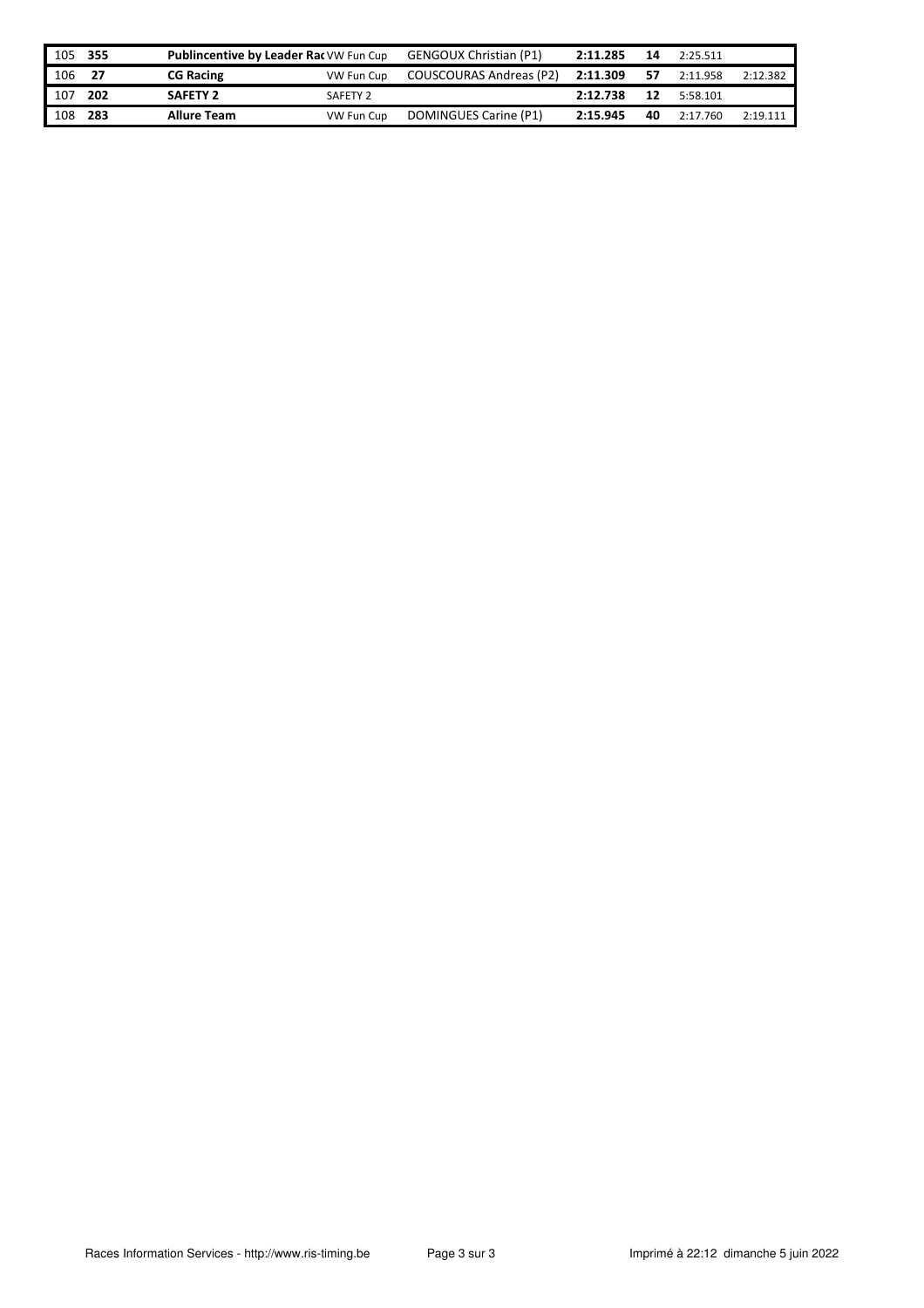| | | | | | | | | |
|---|---|---|---|---|---|---|---|---|
| 105 | **355** | **Publincentive by Leader Rac** | VW Fun Cup | GENGOUX Christian (P1) | **2:11.285** | **14** | 2:25.511 | |
| 106 | **27** | **CG Racing** | VW Fun Cup | COUSCOURAS Andreas (P2) | **2:11.309** | **57** | 2:11.958 | 2:12.382 |
| 107 | **202** | **SAFETY 2** | SAFETY 2 | | **2:12.738** | **12** | 5:58.101 | |
| 108 | **283** | **Allure Team** | VW Fun Cup | DOMINGUES Carine (P1) | **2:15.945** | **40** | 2:17.760 | 2:19.111 |

Races Information Services - http://www.ris-timing.be

Imprimé à 22:12 dimanche 5 juin 2022